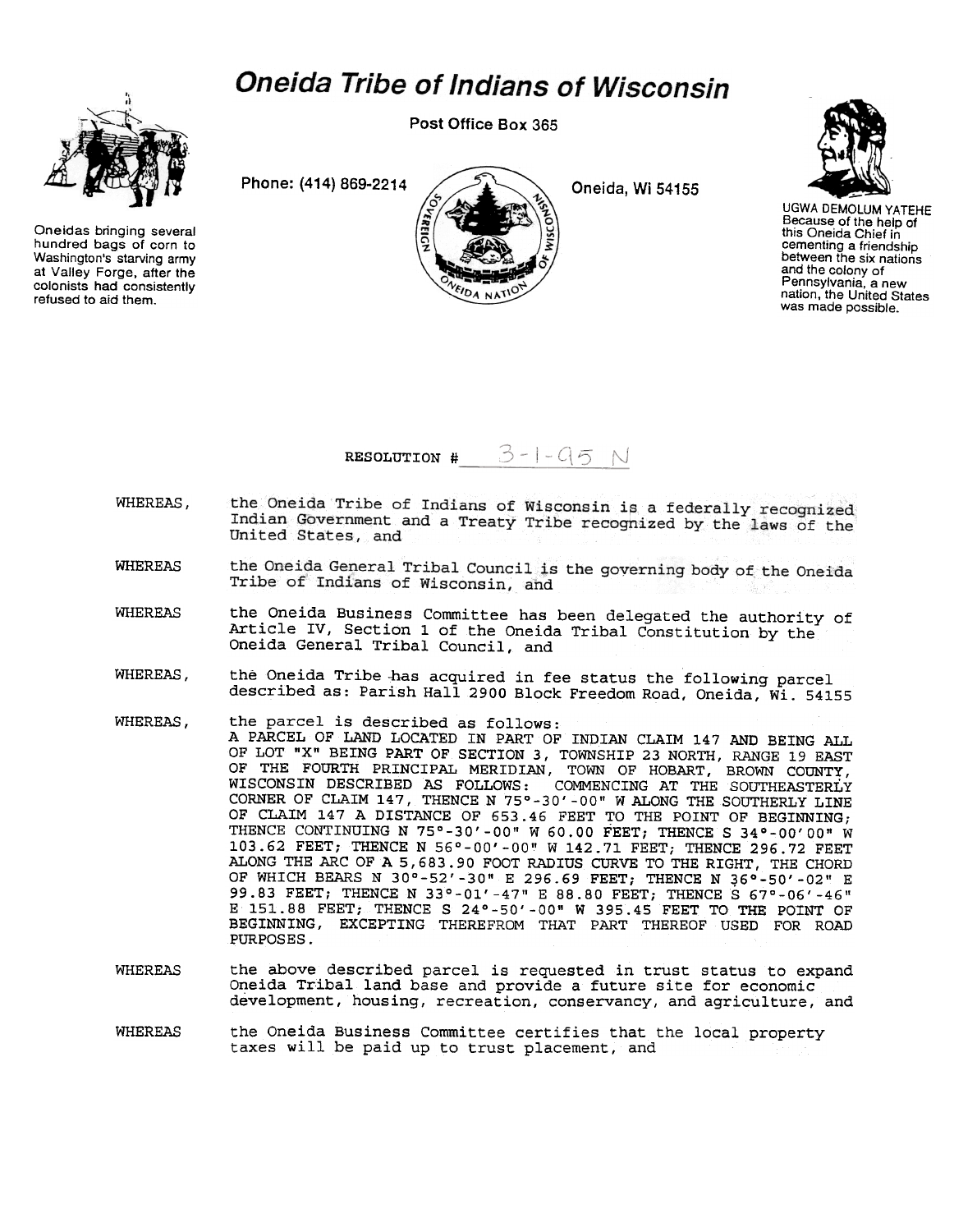# *Oneida Tribe of Indians of Wisconsin*

Post Office Box 365

Phone: (414) 869-2214

Oneida, Wi 54155

Oneidas bringing several hundred bags of corn to Washington's starving army at Valley Forge, after the colonists had consistently refused to aid them.

UGWA DEMOLUM YATEHE
Because of the help of this Oneida Chief in cementing a friendship between the six nations and the colony of Pennsylvania, a new nation, the United States was made possible.

RESOLUTION # 3-1-95 N

WHEREAS, the Oneida Tribe of Indians of Wisconsin is a federally recognized Indian Government and a Treaty Tribe recognized by the laws of the United States, and

WHEREAS the Oneida General Tribal Council is the governing body of the Oneida Tribe of Indians of Wisconsin, and

WHEREAS the Oneida Business Committee has been delegated the authority of Article IV, Section 1 of the Oneida Tribal Constitution by the Oneida General Tribal Council, and

WHEREAS, the Oneida Tribe has acquired in fee status the following parcel described as: Parish Hall 2900 Block Freedom Road, Oneida, Wi. 54155

WHEREAS, the parcel is described as follows:
A PARCEL OF LAND LOCATED IN PART OF INDIAN CLAIM 147 AND BEING ALL OF LOT "X" BEING PART OF SECTION 3, TOWNSHIP 23 NORTH, RANGE 19 EAST OF THE FOURTH PRINCIPAL MERIDIAN, TOWN OF HOBART, BROWN COUNTY, WISCONSIN DESCRIBED AS FOLLOWS: COMMENCING AT THE SOUTHEASTERLY CORNER OF CLAIM 147, THENCE N 75°-30'-00" W ALONG THE SOUTHERLY LINE OF CLAIM 147 A DISTANCE OF 653.46 FEET TO THE POINT OF BEGINNING; THENCE CONTINUING N 75°-30'-00" W 60.00 FEET; THENCE S 34°-00'00" W 103.62 FEET; THENCE N 56°-00'-00" W 142.71 FEET; THENCE 296.72 FEET ALONG THE ARC OF A 5,683.90 FOOT RADIUS CURVE TO THE RIGHT, THE CHORD OF WHICH BEARS N 30°-52'-30" E 296.69 FEET; THENCE N 36°-50'-02" E 99.83 FEET; THENCE N 33°-01'-47" E 88.80 FEET; THENCE S 67°-06'-46" E 151.88 FEET; THENCE S 24°-50'-00" W 395.45 FEET TO THE POINT OF BEGINNING, EXCEPTING THEREFROM THAT PART THEREOF USED FOR ROAD PURPOSES.

WHEREAS the above described parcel is requested in trust status to expand Oneida Tribal land base and provide a future site for economic development, housing, recreation, conservancy, and agriculture, and

WHEREAS the Oneida Business Committee certifies that the local property taxes will be paid up to trust placement, and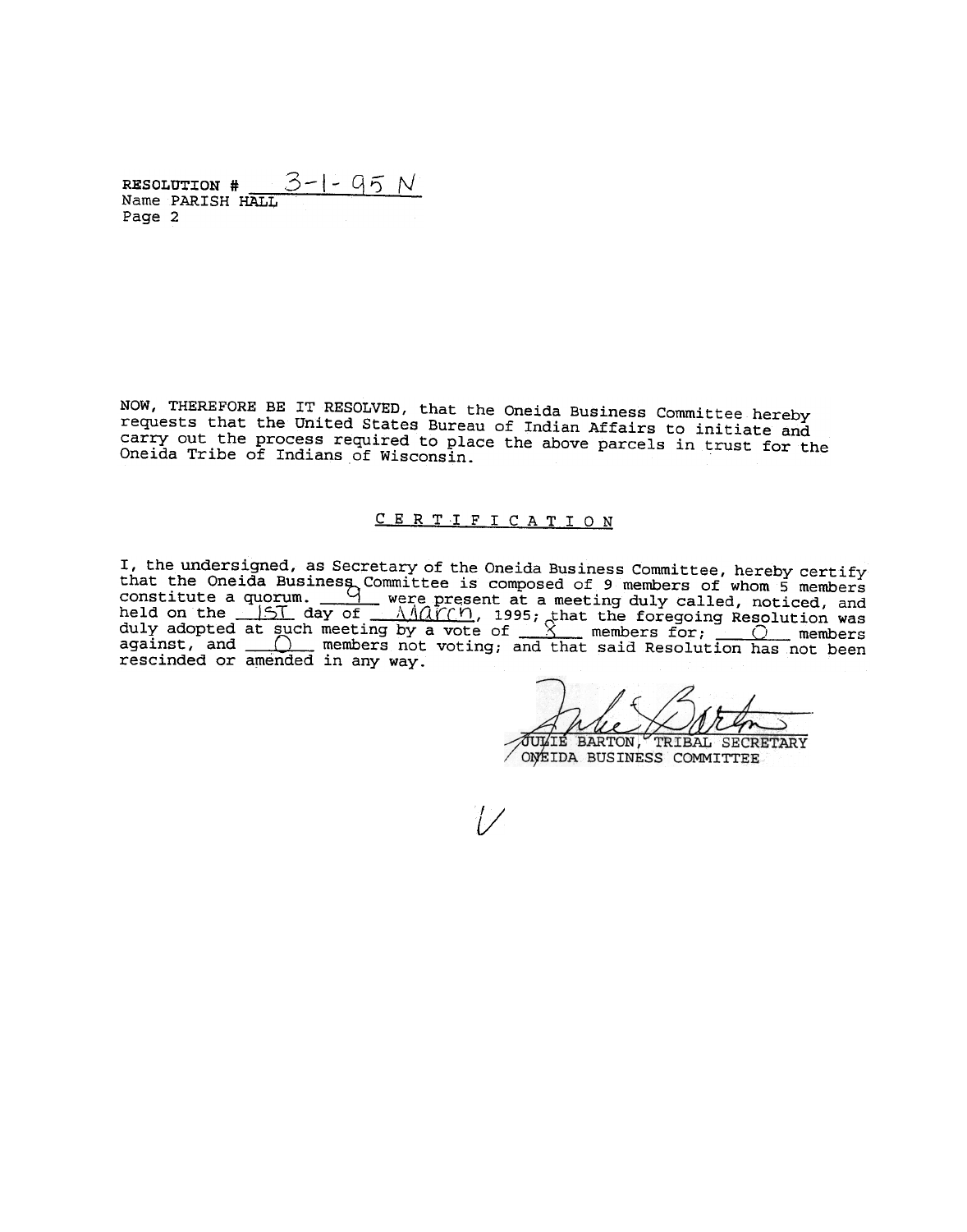RESOLUTION # 3-1-95 N
Name PARISH HALL
Page 2

NOW, THEREFORE BE IT RESOLVED, that the Oneida Business Committee hereby requests that the United States Bureau of Indian Affairs to initiate and carry out the process required to place the above parcels in trust for the Oneida Tribe of Indians of Wisconsin.

## CERTIFICATION

I, the undersigned, as Secretary of the Oneida Business Committee, hereby certify that the Oneida Business Committee is composed of 9 members of whom 5 members constitute a quorum. 9 were present at a meeting duly called, noticed, and held on the 1ST day of March, 1995; that the foregoing Resolution was duly adopted at such meeting by a vote of 8 members for; 0 members against, and 0 members not voting; and that said Resolution has not been rescinded or amended in any way.

JULIE BARTON, TRIBAL SECRETARY
ONEIDA BUSINESS COMMITTEE